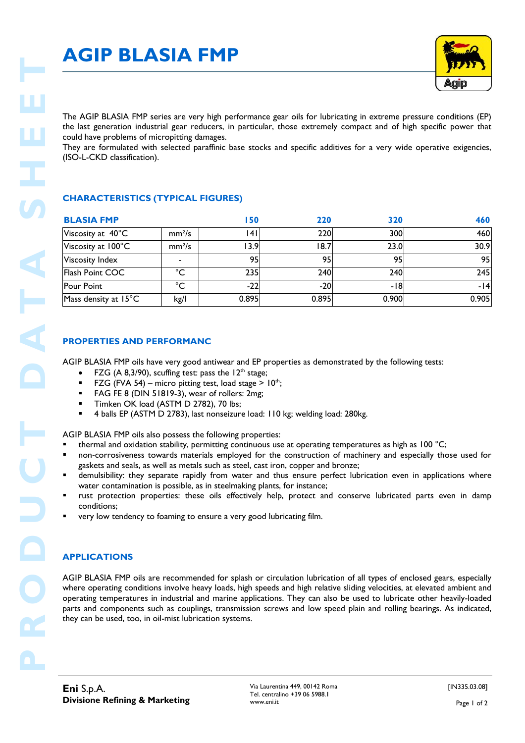# AGIP BLASIA FMP

The AGIP BLASIA FMP series are very high performance gear oils for lubricating in extreme pressure conditions (EP) the last generation industrial gear reducers, in particular, those extremely compact and of high specific power that could have problems of micropitting damages.
They are formulated with selected paraffinic base stocks and specific additives for a very wide operative exigencies, (ISO-L-CKD classification).

## CHARACTERISTICS (TYPICAL FIGURES)

| BLASIA FMP | | 150 | 220 | 320 | 460 |
|---|---|---|---|---|---|
| Viscosity at 40°C | mm²/s | 141 | 220 | 300 | 460 |
| Viscosity at 100°C | mm²/s | 13.9 | 18.7 | 23.0 | 30.9 |
| Viscosity Index | - | 95 | 95 | 95 | 95 |
| Flash Point COC | °C | 235 | 240 | 240 | 245 |
| Pour Point | °C | -22 | -20 | -18 | -14 |
| Mass density at 15°C | kg/l | 0.895 | 0.895 | 0.900 | 0.905 |

## PROPERTIES AND PERFORMANC

AGIP BLASIA FMP oils have very good antiwear and EP properties as demonstrated by the following tests:

- FZG (A 8,3/90), scuffing test: pass the 12th stage;
- FZG (FVA 54) – micro pitting test, load stage > 10th;
- FAG FE 8 (DIN 51819-3), wear of rollers: 2mg;
- Timken OK load (ASTM D 2782), 70 lbs;
- 4 balls EP (ASTM D 2783), last nonseizure load: 110 kg; welding load: 280kg.

AGIP BLASIA FMP oils also possess the following properties:

- thermal and oxidation stability, permitting continuous use at operating temperatures as high as 100 °C;
- non-corrosiveness towards materials employed for the construction of machinery and especially those used for gaskets and seals, as well as metals such as steel, cast iron, copper and bronze;
- demulsibility: they separate rapidly from water and thus ensure perfect lubrication even in applications where water contamination is possible, as in steelmaking plants, for instance;
- rust protection properties: these oils effectively help, protect and conserve lubricated parts even in damp conditions;
- very low tendency to foaming to ensure a very good lubricating film.

## APPLICATIONS

AGIP BLASIA FMP oils are recommended for splash or circulation lubrication of all types of enclosed gears, especially where operating conditions involve heavy loads, high speeds and high relative sliding velocities, at elevated ambient and operating temperatures in industrial and marine applications. They can also be used to lubricate other heavily-loaded parts and components such as couplings, transmission screws and low speed plain and rolling bearings. As indicated, they can be used, too, in oil-mist lubrication systems.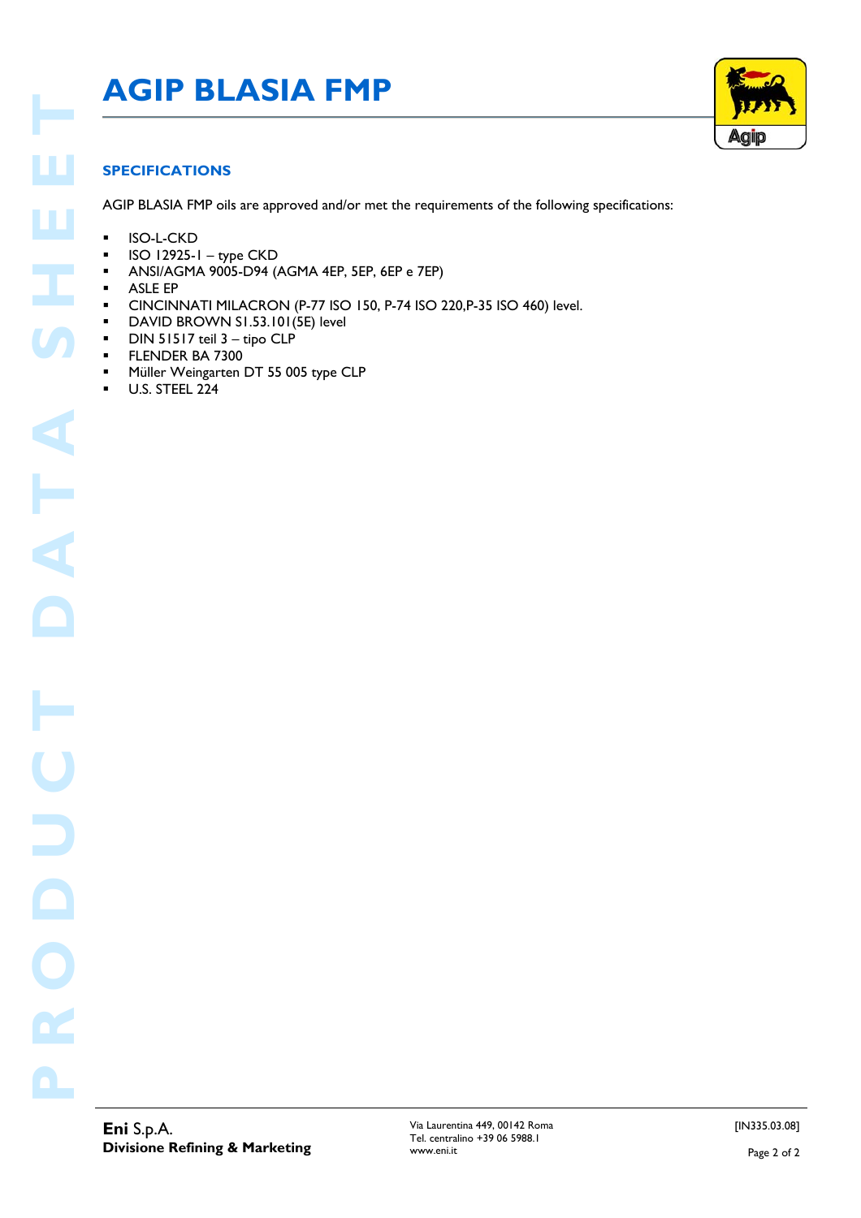# AGIP BLASIA FMP

## SPECIFICATIONS

AGIP BLASIA FMP oils are approved and/or met the requirements of the following specifications:

- ISO-L-CKD
- ISO 12925-1 – type CKD
- ANSI/AGMA 9005-D94 (AGMA 4EP, 5EP, 6EP e 7EP)
- ASLE EP
- CINCINNATI MILACRON (P-77 ISO 150, P-74 ISO 220,P-35 ISO 460) level.
- DAVID BROWN S1.53.101(5E) level
- DIN 51517 teil 3 – tipo CLP
- FLENDER BA 7300
- Müller Weingarten DT 55 005 type CLP
- U.S. STEEL 224

**Eni** S.p.A.
**Divisione Refining & Marketing**

Via Laurentina 449, 00142 Roma
Tel. centralino +39 06 5988.1
www.eni.it

[IN335.03.08]